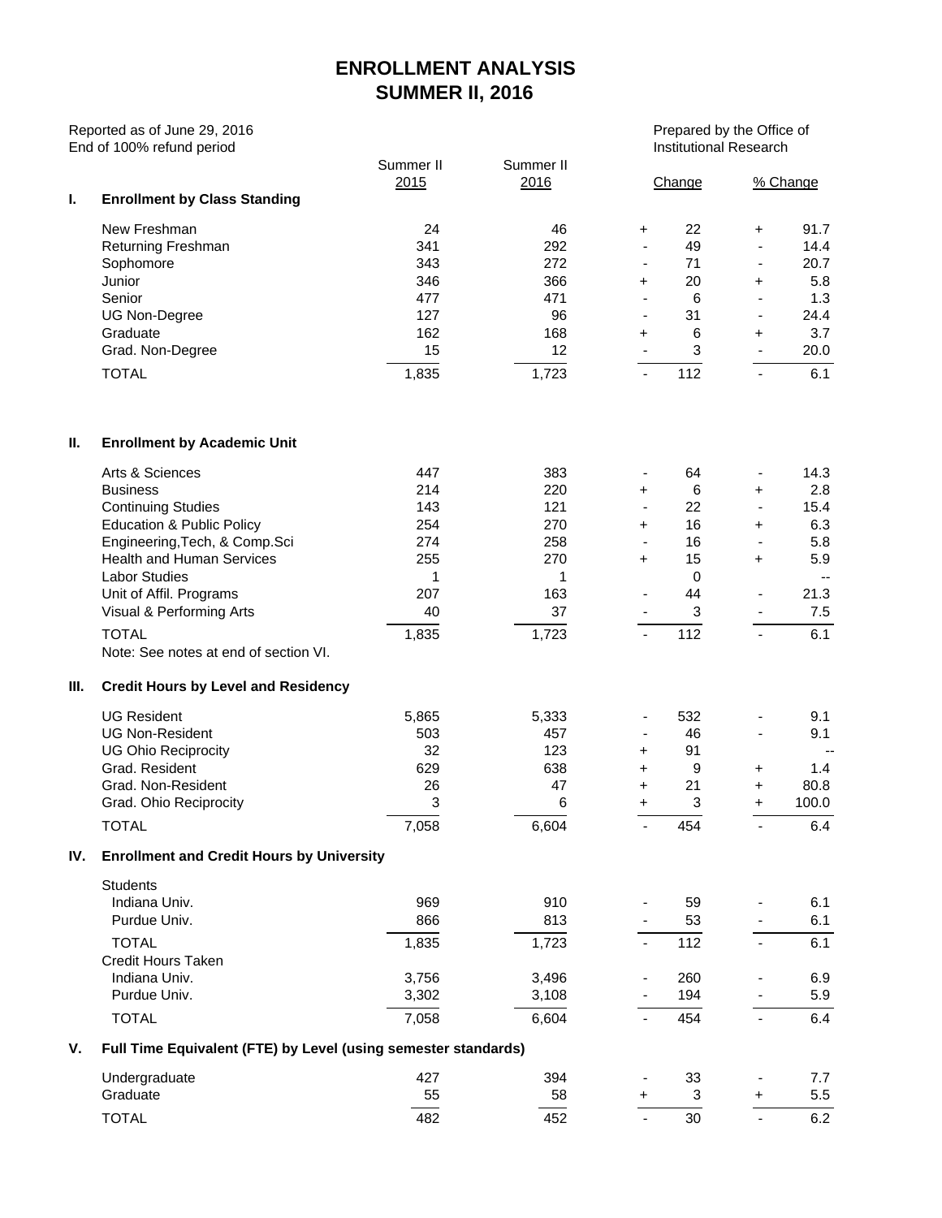# ENROLLMENT ANALYSIS
# SUMMER II, 2016

Reported as of June 29, 2016
End of 100% refund period

Prepared by the Office of Institutional Research

| | Summer II 2015 | Summer II 2016 | Change | % Change |
|---|---|---|---|---|
| **I. Enrollment by Class Standing** | | | | |
| New Freshman | 24 | 46 | + 22 | + 91.7 |
| Returning Freshman | 341 | 292 | - 49 | - 14.4 |
| Sophomore | 343 | 272 | - 71 | - 20.7 |
| Junior | 346 | 366 | + 20 | + 5.8 |
| Senior | 477 | 471 | - 6 | - 1.3 |
| UG Non-Degree | 127 | 96 | - 31 | - 24.4 |
| Graduate | 162 | 168 | + 6 | + 3.7 |
| Grad. Non-Degree | 15 | 12 | - 3 | - 20.0 |
| TOTAL | 1,835 | 1,723 | - 112 | - 6.1 |
| **II. Enrollment by Academic Unit** | | | | |
| Arts & Sciences | 447 | 383 | - 64 | - 14.3 |
| Business | 214 | 220 | + 6 | + 2.8 |
| Continuing Studies | 143 | 121 | - 22 | - 15.4 |
| Education & Public Policy | 254 | 270 | + 16 | + 6.3 |
| Engineering,Tech, & Comp.Sci | 274 | 258 | - 16 | - 5.8 |
| Health and Human Services | 255 | 270 | + 15 | + 5.9 |
| Labor Studies | 1 | 1 | 0 | -- |
| Unit of Affil. Programs | 207 | 163 | - 44 | - 21.3 |
| Visual & Performing Arts | 40 | 37 | - 3 | - 7.5 |
| TOTAL | 1,835 | 1,723 | - 112 | - 6.1 |
| Note: See notes at end of section VI. | | | | |
| **III. Credit Hours by Level and Residency** | | | | |
| UG Resident | 5,865 | 5,333 | - 532 | - 9.1 |
| UG Non-Resident | 503 | 457 | - 46 | - 9.1 |
| UG Ohio Reciprocity | 32 | 123 | + 91 | -- |
| Grad. Resident | 629 | 638 | + 9 | + 1.4 |
| Grad. Non-Resident | 26 | 47 | + 21 | + 80.8 |
| Grad. Ohio Reciprocity | 3 | 6 | + 3 | + 100.0 |
| TOTAL | 7,058 | 6,604 | - 454 | - 6.4 |
| **IV. Enrollment and Credit Hours by University** | | | | |
| Students | | | | |
| Indiana Univ. | 969 | 910 | - 59 | - 6.1 |
| Purdue Univ. | 866 | 813 | - 53 | - 6.1 |
| TOTAL | 1,835 | 1,723 | - 112 | - 6.1 |
| Credit Hours Taken | | | | |
| Indiana Univ. | 3,756 | 3,496 | - 260 | - 6.9 |
| Purdue Univ. | 3,302 | 3,108 | - 194 | - 5.9 |
| TOTAL | 7,058 | 6,604 | - 454 | - 6.4 |
| **V. Full Time Equivalent (FTE) by Level (using semester standards)** | | | | |
| Undergraduate | 427 | 394 | - 33 | - 7.7 |
| Graduate | 55 | 58 | + 3 | + 5.5 |
| TOTAL | 482 | 452 | - 30 | - 6.2 |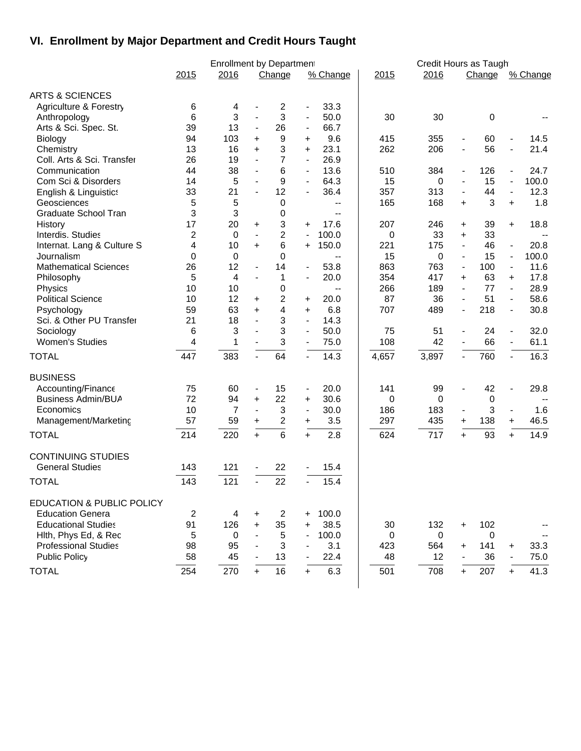## VI. Enrollment by Major Department and Credit Hours Taught

| | Enrollment by Department | | | | Credit Hours as Taught | | | |
|---|---|---|---|---|---|---|---|---|
| | 2015 | 2016 | Change | % Change | 2015 | 2016 | Change | % Change |
| **ARTS & SCIENCES** | | | | | | | | |
| Agriculture & Forestry | 6 | 4 | - 2 | - 33.3 | | | | |
| Anthropology | 6 | 3 | - 3 | - 50.0 | 30 | 30 | 0 | -- |
| Arts & Sci. Spec. St. | 39 | 13 | - 26 | - 66.7 | | | | |
| Biology | 94 | 103 | + 9 | + 9.6 | 415 | 355 | - 60 | - 14.5 |
| Chemistry | 13 | 16 | + 3 | + 23.1 | 262 | 206 | - 56 | - 21.4 |
| Coll. Arts & Sci. Transfer | 26 | 19 | - 7 | - 26.9 | | | | |
| Communication | 44 | 38 | - 6 | - 13.6 | 510 | 384 | - 126 | - 24.7 |
| Com Sci & Disorders | 14 | 5 | - 9 | - 64.3 | 15 | 0 | - 15 | - 100.0 |
| English & Linguistics | 33 | 21 | - 12 | - 36.4 | 357 | 313 | - 44 | - 12.3 |
| Geosciences | 5 | 5 | 0 | -- | 165 | 168 | + 3 | + 1.8 |
| Graduate School Tran | 3 | 3 | 0 | -- | | | | |
| History | 17 | 20 | + 3 | + 17.6 | 207 | 246 | + 39 | + 18.8 |
| Interdis. Studies | 2 | 0 | - 2 | - 100.0 | 0 | 33 | + 33 | -- |
| Internat. Lang & Culture S | 4 | 10 | + 6 | + 150.0 | 221 | 175 | - 46 | - 20.8 |
| Journalism | 0 | 0 | 0 | -- | 15 | 0 | - 15 | - 100.0 |
| Mathematical Sciences | 26 | 12 | - 14 | - 53.8 | 863 | 763 | - 100 | - 11.6 |
| Philosophy | 5 | 4 | - 1 | - 20.0 | 354 | 417 | + 63 | + 17.8 |
| Physics | 10 | 10 | 0 | -- | 266 | 189 | - 77 | - 28.9 |
| Political Science | 10 | 12 | + 2 | + 20.0 | 87 | 36 | - 51 | - 58.6 |
| Psychology | 59 | 63 | + 4 | + 6.8 | 707 | 489 | - 218 | - 30.8 |
| Sci. & Other PU Transfer | 21 | 18 | - 3 | - 14.3 | | | | |
| Sociology | 6 | 3 | - 3 | - 50.0 | 75 | 51 | - 24 | - 32.0 |
| Women's Studies | 4 | 1 | - 3 | - 75.0 | 108 | 42 | - 66 | - 61.1 |
| TOTAL | 447 | 383 | - 64 | - 14.3 | 4,657 | 3,897 | - 760 | - 16.3 |
| **BUSINESS** | | | | | | | | |
| Accounting/Finance | 75 | 60 | - 15 | - 20.0 | 141 | 99 | - 42 | - 29.8 |
| Business Admin/BUA | 72 | 94 | + 22 | + 30.6 | 0 | 0 | 0 | -- |
| Economics | 10 | 7 | - 3 | - 30.0 | 186 | 183 | - 3 | - 1.6 |
| Management/Marketing | 57 | 59 | + 2 | + 3.5 | 297 | 435 | + 138 | + 46.5 |
| TOTAL | 214 | 220 | + 6 | + 2.8 | 624 | 717 | + 93 | + 14.9 |
| **CONTINUING STUDIES** | | | | | | | | |
| General Studies | 143 | 121 | - 22 | - 15.4 | | | | |
| TOTAL | 143 | 121 | - 22 | - 15.4 | | | | |
| **EDUCATION & PUBLIC POLICY** | | | | | | | | |
| Education General | 2 | 4 | + 2 | + 100.0 | | | | |
| Educational Studies | 91 | 126 | + 35 | + 38.5 | 30 | 132 | + 102 | -- |
| Hlth, Phys Ed, & Rec | 5 | 0 | - 5 | - 100.0 | 0 | 0 | 0 | -- |
| Professional Studies | 98 | 95 | - 3 | - 3.1 | 423 | 564 | + 141 | + 33.3 |
| Public Policy | 58 | 45 | - 13 | - 22.4 | 48 | 12 | - 36 | - 75.0 |
| TOTAL | 254 | 270 | + 16 | + 6.3 | 501 | 708 | + 207 | + 41.3 |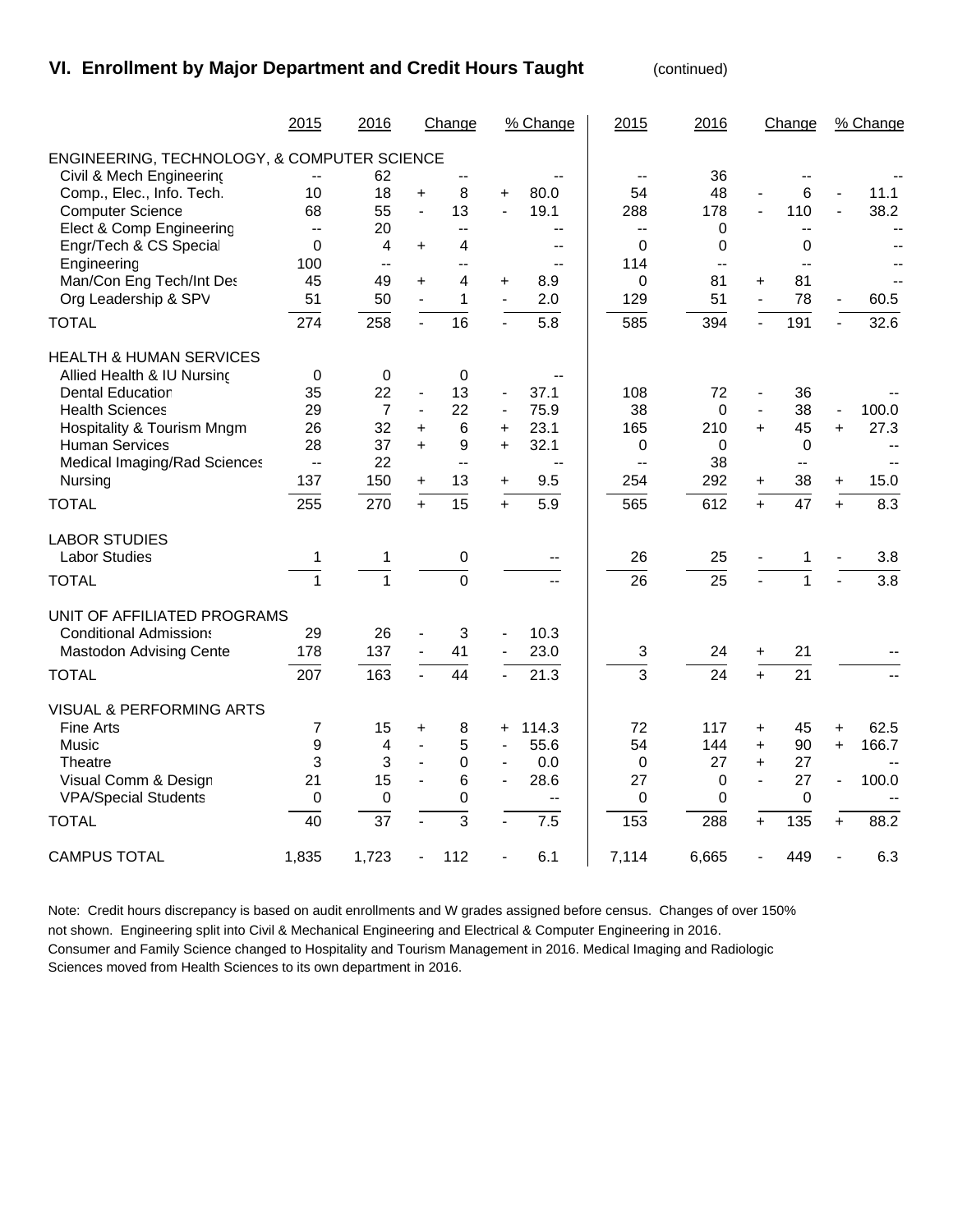## VI. Enrollment by Major Department and Credit Hours Taught (continued)

| | 2015 | 2016 | Change | % Change | 2015 | 2016 | Change | % Change |
|---|---|---|---|---|---|---|---|---|
| ENGINEERING, TECHNOLOGY, & COMPUTER SCIENCE | | | | | | | | |
| Civil & Mech Engineering | -- | 62 | -- | -- | -- | 36 | -- | -- |
| Comp., Elec., Info. Tech. | 10 | 18 | + 8 | + 80.0 | 54 | 48 | - 6 | - 11.1 |
| Computer Science | 68 | 55 | - 13 | - 19.1 | 288 | 178 | - 110 | - 38.2 |
| Elect & Comp Engineering | -- | 20 | -- | -- | -- | 0 | -- | -- |
| Engr/Tech & CS Special | 0 | 4 | + 4 | -- | 0 | 0 | 0 | -- |
| Engineering | 100 | -- | -- | -- | 114 | -- | -- | -- |
| Man/Con Eng Tech/Int Des | 45 | 49 | + 4 | + 8.9 | 0 | 81 | + 81 | -- |
| Org Leadership & SPV | 51 | 50 | - 1 | - 2.0 | 129 | 51 | - 78 | - 60.5 |
| TOTAL | 274 | 258 | - 16 | - 5.8 | 585 | 394 | - 191 | - 32.6 |
| HEALTH & HUMAN SERVICES | | | | | | | | |
| Allied Health & IU Nursing | 0 | 0 | 0 | -- | | | | |
| Dental Education | 35 | 22 | - 13 | - 37.1 | 108 | 72 | - 36 | -- |
| Health Sciences | 29 | 7 | - 22 | - 75.9 | 38 | 0 | - 38 | - 100.0 |
| Hospitality & Tourism Mngmt | 26 | 32 | + 6 | + 23.1 | 165 | 210 | + 45 | + 27.3 |
| Human Services | 28 | 37 | + 9 | + 32.1 | 0 | 0 | 0 | -- |
| Medical Imaging/Rad Sciences | -- | 22 | -- | -- | -- | 38 | -- | -- |
| Nursing | 137 | 150 | + 13 | + 9.5 | 254 | 292 | + 38 | + 15.0 |
| TOTAL | 255 | 270 | + 15 | + 5.9 | 565 | 612 | + 47 | + 8.3 |
| LABOR STUDIES | | | | | | | | |
| Labor Studies | 1 | 1 | 0 | -- | 26 | 25 | - 1 | - 3.8 |
| TOTAL | 1 | 1 | 0 | -- | 26 | 25 | - 1 | - 3.8 |
| UNIT OF AFFILIATED PROGRAMS | | | | | | | | |
| Conditional Admissions | 29 | 26 | - 3 | - 10.3 | | | | |
| Mastodon Advising Center | 178 | 137 | - 41 | - 23.0 | 3 | 24 | + 21 | -- |
| TOTAL | 207 | 163 | - 44 | - 21.3 | 3 | 24 | + 21 | -- |
| VISUAL & PERFORMING ARTS | | | | | | | | |
| Fine Arts | 7 | 15 | + 8 | + 114.3 | 72 | 117 | + 45 | + 62.5 |
| Music | 9 | 4 | - 5 | - 55.6 | 54 | 144 | + 90 | + 166.7 |
| Theatre | 3 | 3 | - 0 | - 0.0 | 0 | 27 | + 27 | -- |
| Visual Comm & Design | 21 | 15 | - 6 | - 28.6 | 27 | 0 | - 27 | - 100.0 |
| VPA/Special Students | 0 | 0 | 0 | -- | 0 | 0 | 0 | -- |
| TOTAL | 40 | 37 | - 3 | - 7.5 | 153 | 288 | + 135 | + 88.2 |
| CAMPUS TOTAL | 1,835 | 1,723 | - 112 | - 6.1 | 7,114 | 6,665 | - 449 | - 6.3 |

Note: Credit hours discrepancy is based on audit enrollments and W grades assigned before census. Changes of over 150% not shown. Engineering split into Civil & Mechanical Engineering and Electrical & Computer Engineering in 2016. Consumer and Family Science changed to Hospitality and Tourism Management in 2016. Medical Imaging and Radiologic Sciences moved from Health Sciences to its own department in 2016.